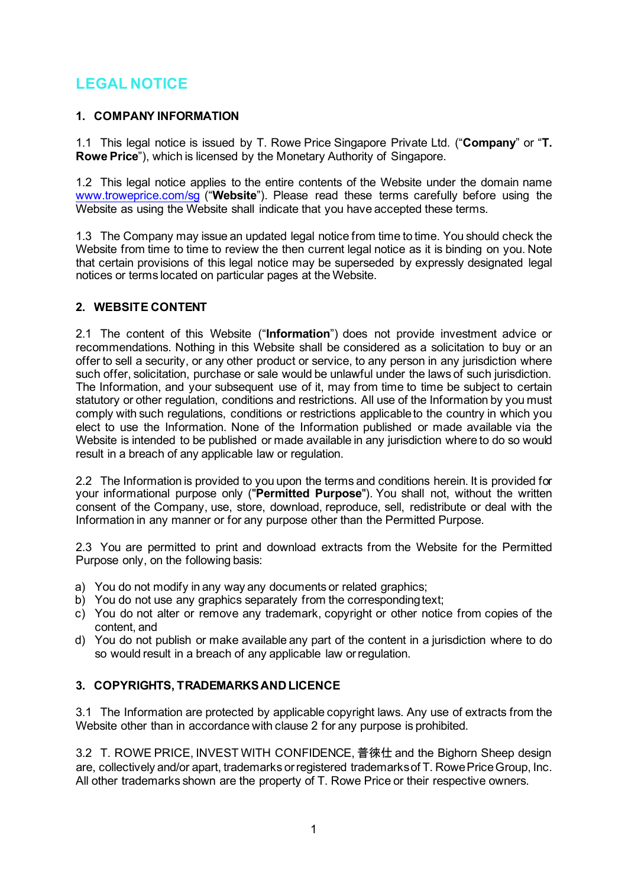# LEGAL NOTICE

## 1. COMPANY INFORMATION

1.1 This legal notice is issued by T. Rowe Price Singapore Private Ltd. ("**Company**" or "**T. Rowe Price**"), which is licensed by the Monetary Authority of Singapore.

1.2 This legal notice applies to the entire contents of the Website under the domain name [www.troweprice.com/sg](www.troweprice.com/sg) ("**Website**"). Please read these terms carefully before using the Website as using the Website shall indicate that you have accepted these terms.

1.3 The Company may issue an updated legal notice from time to time. You should check the Website from time to time to review the then current legal notice as it is binding on you. Note that certain provisions of this legal notice may be superseded by expressly designated legal notices or terms located on particular pages at the Website.

## 2. WEBSITE CONTENT

2.1 The content of this Website ("**Information**") does not provide investment advice or recommendations. Nothing in this Website shall be considered as a solicitation to buy or an offer to sell a security, or any other product or service, to any person in any jurisdiction where such offer, solicitation, purchase or sale would be unlawful under the laws of such jurisdiction. The Information, and your subsequent use of it, may from time to time be subject to certain statutory or other regulation, conditions and restrictions. All use of the Information by you must comply with such regulations, conditions or restrictions applicable to the country in which you elect to use the Information. None of the Information published or made available via the Website is intended to be published or made available in any jurisdiction where to do so would result in a breach of any applicable law or regulation.

2.2 The Information is provided to you upon the terms and conditions herein. It is provided for your informational purpose only ("**Permitted Purpose**"). You shall not, without the written consent of the Company, use, store, download, reproduce, sell, redistribute or deal with the Information in any manner or for any purpose other than the Permitted Purpose.

2.3 You are permitted to print and download extracts from the Website for the Permitted Purpose only, on the following basis:

a) You do not modify in any way any documents or related graphics;
b) You do not use any graphics separately from the corresponding text;
c) You do not alter or remove any trademark, copyright or other notice from copies of the content, and
d) You do not publish or make available any part of the content in a jurisdiction where to do so would result in a breach of any applicable law or regulation.

## 3. COPYRIGHTS, TRADEMARKS AND LICENCE

3.1 The Information are protected by applicable copyright laws. Any use of extracts from the Website other than in accordance with clause 2 for any purpose is prohibited.

3.2 T. ROWE PRICE, INVEST WITH CONFIDENCE, 普徠仕 and the Bighorn Sheep design are, collectively and/or apart, trademarks or registered trademarks of T. Rowe Price Group, Inc. All other trademarks shown are the property of T. Rowe Price or their respective owners.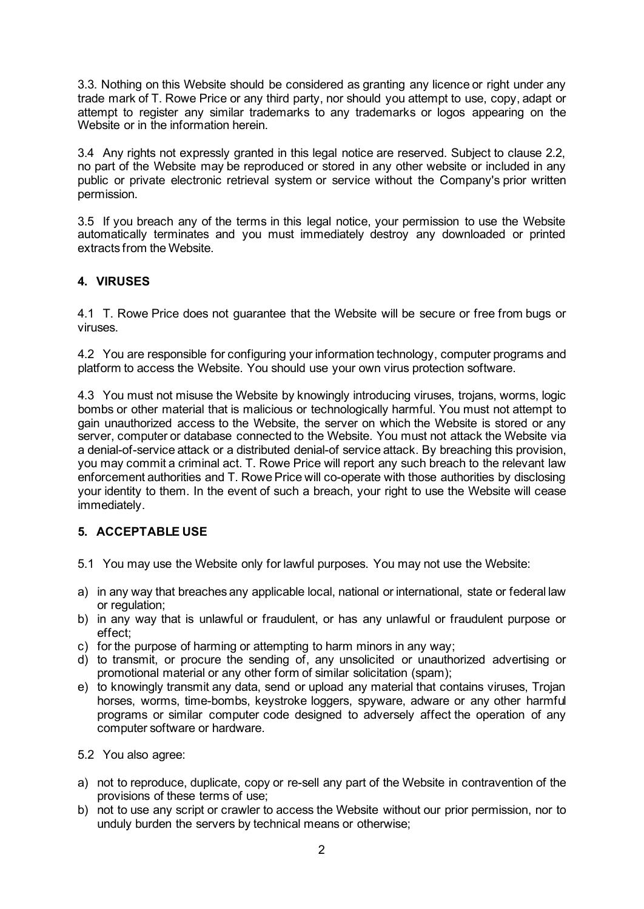3.3. Nothing on this Website should be considered as granting any licence or right under any trade mark of T. Rowe Price or any third party, nor should you attempt to use, copy, adapt or attempt to register any similar trademarks to any trademarks or logos appearing on the Website or in the information herein.

3.4 Any rights not expressly granted in this legal notice are reserved. Subject to clause 2.2, no part of the Website may be reproduced or stored in any other website or included in any public or private electronic retrieval system or service without the Company's prior written permission.

3.5 If you breach any of the terms in this legal notice, your permission to use the Website automatically terminates and you must immediately destroy any downloaded or printed extracts from the Website.

## 4. VIRUSES

4.1 T. Rowe Price does not guarantee that the Website will be secure or free from bugs or viruses.

4.2 You are responsible for configuring your information technology, computer programs and platform to access the Website. You should use your own virus protection software.

4.3 You must not misuse the Website by knowingly introducing viruses, trojans, worms, logic bombs or other material that is malicious or technologically harmful. You must not attempt to gain unauthorized access to the Website, the server on which the Website is stored or any server, computer or database connected to the Website. You must not attack the Website via a denial-of-service attack or a distributed denial-of service attack. By breaching this provision, you may commit a criminal act. T. Rowe Price will report any such breach to the relevant law enforcement authorities and T. Rowe Price will co-operate with those authorities by disclosing your identity to them. In the event of such a breach, your right to use the Website will cease immediately.

## 5. ACCEPTABLE USE

5.1 You may use the Website only for lawful purposes. You may not use the Website:

a) in any way that breaches any applicable local, national or international, state or federal law or regulation;
b) in any way that is unlawful or fraudulent, or has any unlawful or fraudulent purpose or effect;
c) for the purpose of harming or attempting to harm minors in any way;
d) to transmit, or procure the sending of, any unsolicited or unauthorized advertising or promotional material or any other form of similar solicitation (spam);
e) to knowingly transmit any data, send or upload any material that contains viruses, Trojan horses, worms, time-bombs, keystroke loggers, spyware, adware or any other harmful programs or similar computer code designed to adversely affect the operation of any computer software or hardware.

5.2 You also agree:

a) not to reproduce, duplicate, copy or re-sell any part of the Website in contravention of the provisions of these terms of use;
b) not to use any script or crawler to access the Website without our prior permission, nor to unduly burden the servers by technical means or otherwise;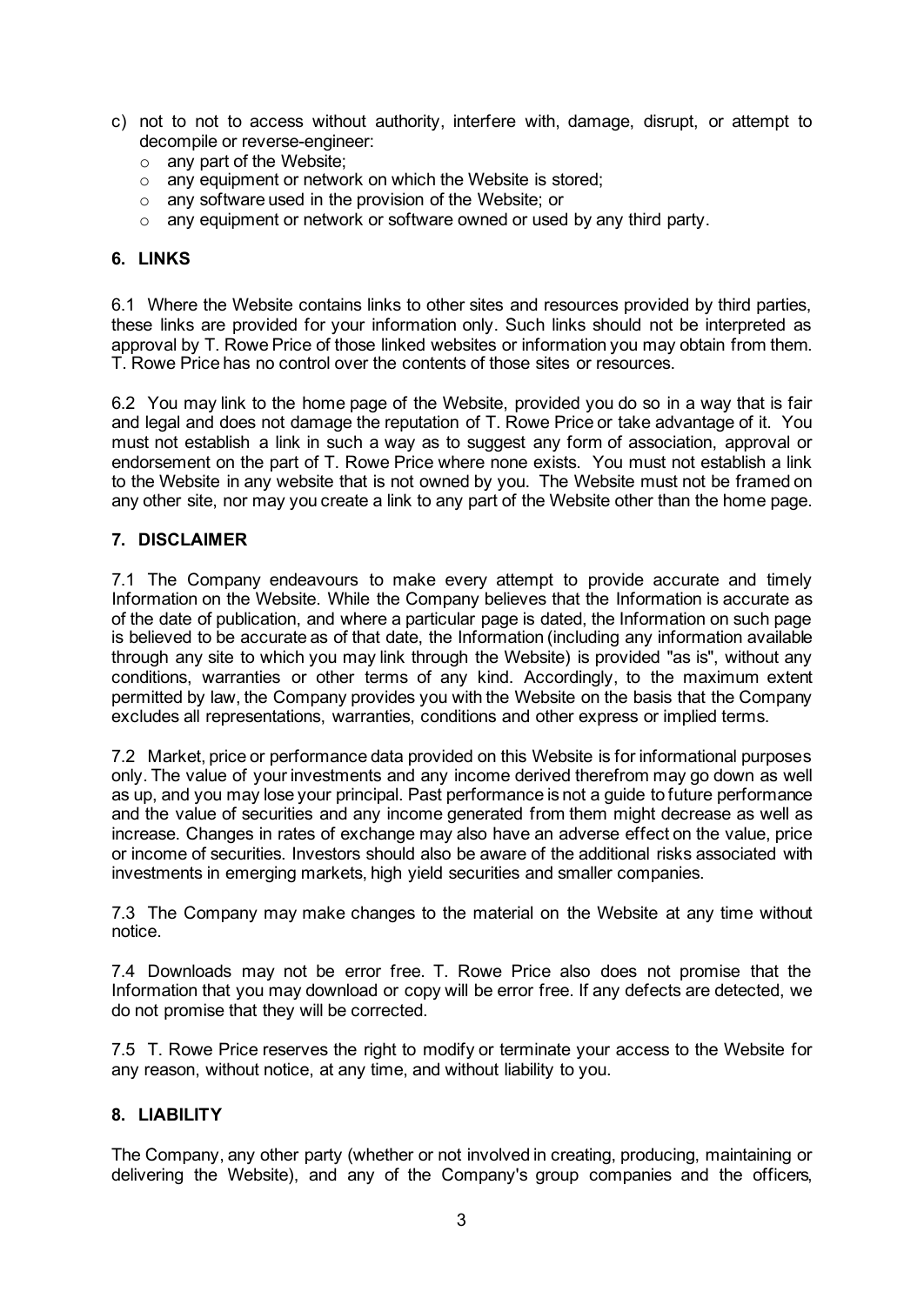c) not to not to access without authority, interfere with, damage, disrupt, or attempt to decompile or reverse-engineer:
   - any part of the Website;
   - any equipment or network on which the Website is stored;
   - any software used in the provision of the Website; or
   - any equipment or network or software owned or used by any third party.

## 6. LINKS

6.1 Where the Website contains links to other sites and resources provided by third parties, these links are provided for your information only. Such links should not be interpreted as approval by T. Rowe Price of those linked websites or information you may obtain from them. T. Rowe Price has no control over the contents of those sites or resources.

6.2 You may link to the home page of the Website, provided you do so in a way that is fair and legal and does not damage the reputation of T. Rowe Price or take advantage of it. You must not establish a link in such a way as to suggest any form of association, approval or endorsement on the part of T. Rowe Price where none exists. You must not establish a link to the Website in any website that is not owned by you. The Website must not be framed on any other site, nor may you create a link to any part of the Website other than the home page.

## 7. DISCLAIMER

7.1 The Company endeavours to make every attempt to provide accurate and timely Information on the Website. While the Company believes that the Information is accurate as of the date of publication, and where a particular page is dated, the Information on such page is believed to be accurate as of that date, the Information (including any information available through any site to which you may link through the Website) is provided "as is", without any conditions, warranties or other terms of any kind. Accordingly, to the maximum extent permitted by law, the Company provides you with the Website on the basis that the Company excludes all representations, warranties, conditions and other express or implied terms.

7.2 Market, price or performance data provided on this Website is for informational purposes only. The value of your investments and any income derived therefrom may go down as well as up, and you may lose your principal. Past performance is not a guide to future performance and the value of securities and any income generated from them might decrease as well as increase. Changes in rates of exchange may also have an adverse effect on the value, price or income of securities. Investors should also be aware of the additional risks associated with investments in emerging markets, high yield securities and smaller companies.

7.3 The Company may make changes to the material on the Website at any time without notice.

7.4 Downloads may not be error free. T. Rowe Price also does not promise that the Information that you may download or copy will be error free. If any defects are detected, we do not promise that they will be corrected.

7.5 T. Rowe Price reserves the right to modify or terminate your access to the Website for any reason, without notice, at any time, and without liability to you.

## 8. LIABILITY

The Company, any other party (whether or not involved in creating, producing, maintaining or delivering the Website), and any of the Company's group companies and the officers,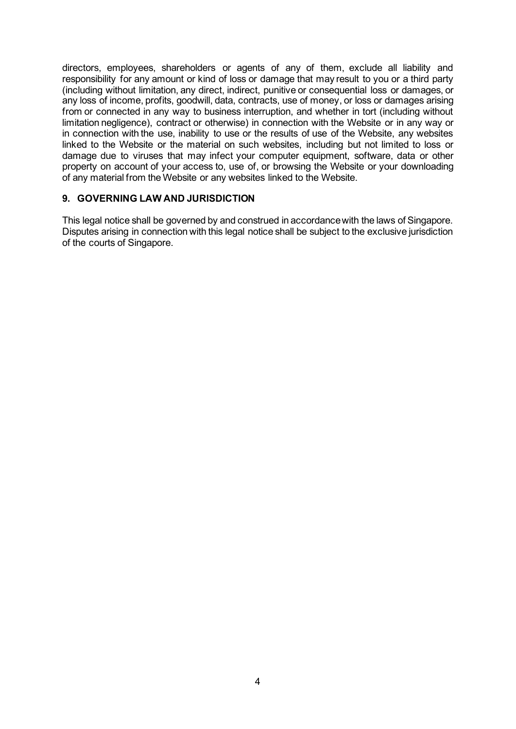directors, employees, shareholders or agents of any of them, exclude all liability and responsibility for any amount or kind of loss or damage that may result to you or a third party (including without limitation, any direct, indirect, punitive or consequential loss or damages, or any loss of income, profits, goodwill, data, contracts, use of money, or loss or damages arising from or connected in any way to business interruption, and whether in tort (including without limitation negligence), contract or otherwise) in connection with the Website or in any way or in connection with the use, inability to use or the results of use of the Website, any websites linked to the Website or the material on such websites, including but not limited to loss or damage due to viruses that may infect your computer equipment, software, data or other property on account of your access to, use of, or browsing the Website or your downloading of any material from the Website or any websites linked to the Website.

## 9. GOVERNING LAW AND JURISDICTION

This legal notice shall be governed by and construed in accordance with the laws of Singapore. Disputes arising in connection with this legal notice shall be subject to the exclusive jurisdiction of the courts of Singapore.